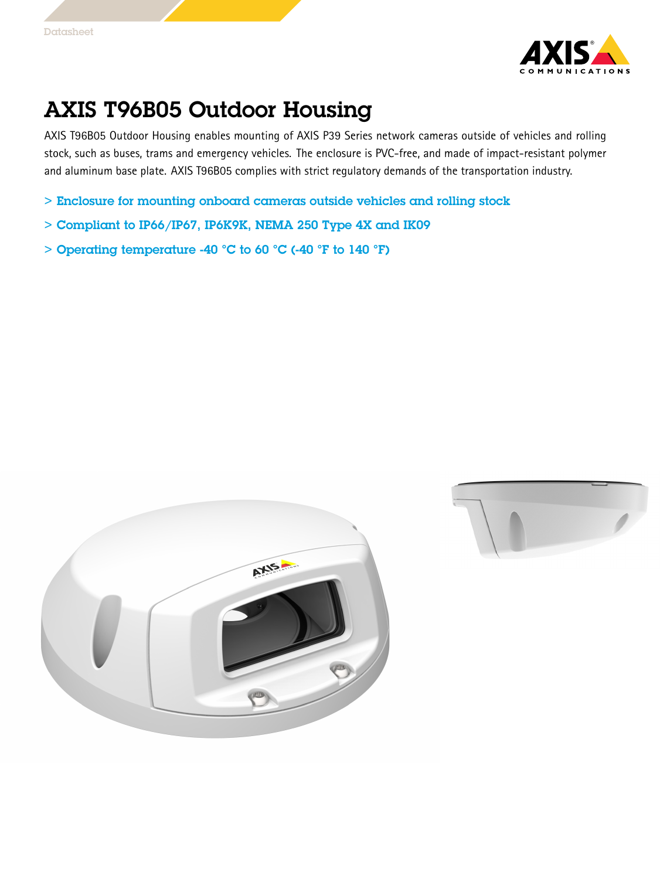Datasheet

# AXIS T96B05 Outdoor Housing

AXIS T96B05 Outdoor Housing enables mounting of AXIS P39 Series network cameras outside of vehicles and rolling stock, such as buses, trams and emergency vehicles. The enclosure is PVC-free, and made of impact-resistant polymer and aluminum base plate. AXIS T96B05 complies with strict regulatory demands of the transportation industry.

- **Enclosure for mounting onboard cameras outside vehicles and rolling stock**
- **Compliant to IP66/IP67, IP6K9K, NEMA 250 Type 4X and IK09**
- **Operating temperature -40 °C to 60 °C (-40 °F to 140 °F)**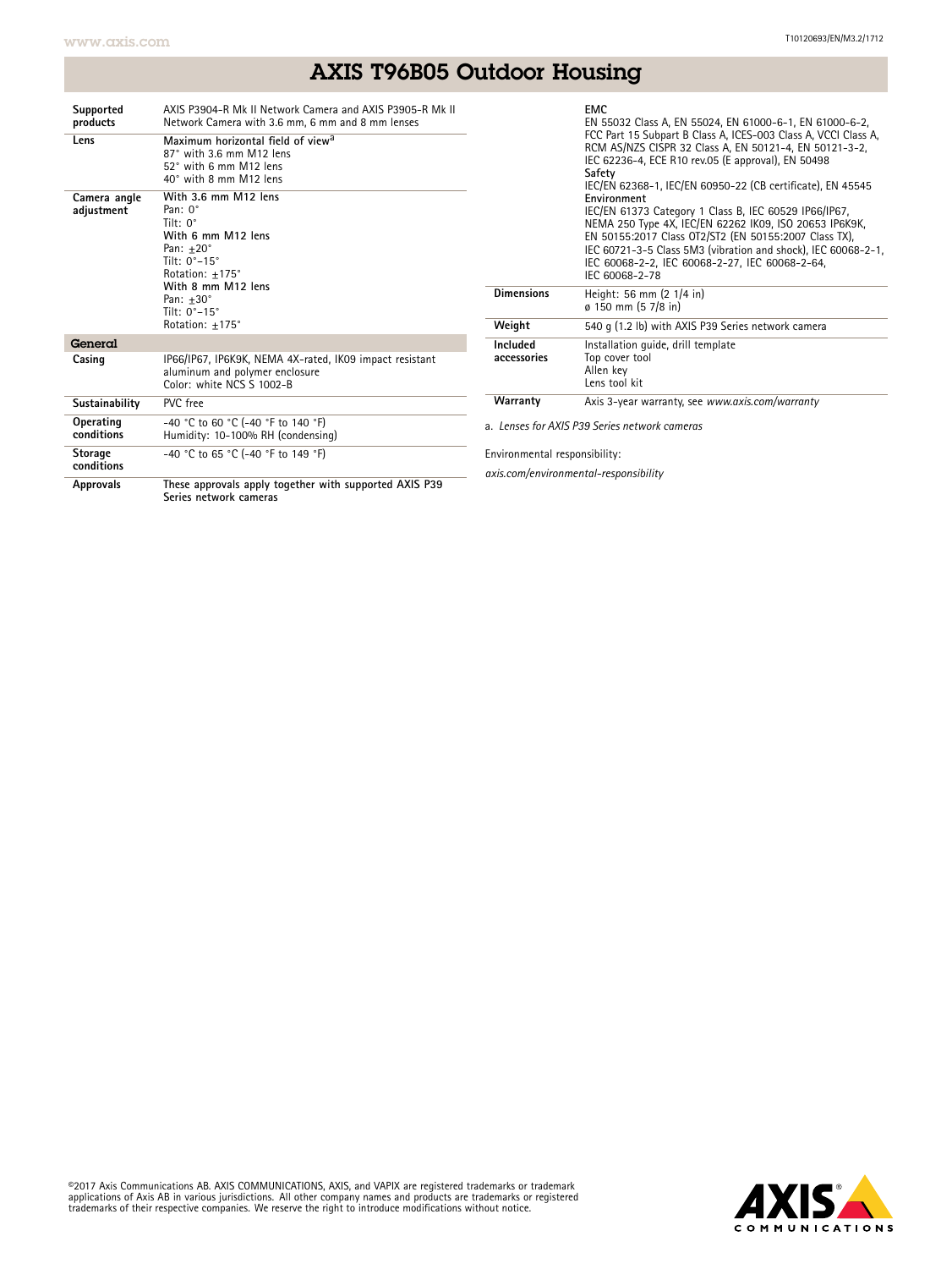# AXIS T96B05 Outdoor Housing

| | |
|---|---|
| **Supported products** | AXIS P3904-R Mk II Network Camera and AXIS P3905-R Mk II Network Camera with 3.6 mm, 6 mm and 8 mm lenses |
| **Lens** | Maximum horizontal field of view[a]<br>87° with 3.6 mm M12 lens<br>52° with 6 mm M12 lens<br>40° with 8 mm M12 lens |
| **Camera angle adjustment** | With 3.6 mm M12 lens<br>Pan: 0°<br>Tilt: 0°<br>With 6 mm M12 lens<br>Pan: ±20°<br>Tilt: 0°–15°<br>Rotation: ±175°<br>With 8 mm M12 lens<br>Pan: ±30°<br>Tilt: 0°–15°<br>Rotation: ±175° |

## General

| | |
|---|---|
| **Casing** | IP66/IP67, IP6K9K, NEMA 4X-rated, IK09 impact resistant aluminum and polymer enclosure<br>Color: white NCS S 1002-B |
| **Sustainability** | PVC free |
| **Operating conditions** | -40 °C to 60 °C (-40 °F to 140 °F)<br>Humidity: 10-100% RH (condensing) |
| **Storage conditions** | -40 °C to 65 °C (-40 °F to 149 °F) |
| **Approvals** | These approvals apply together with supported AXIS P39 Series network cameras<br>**EMC**<br>EN 55032 Class A, EN 55024, EN 61000-6-1, EN 61000-6-2, FCC Part 15 Subpart B Class A, ICES-003 Class A, VCCI Class A, RCM AS/NZS CISPR 32 Class A, EN 50121-4, EN 50121-3-2, IEC 62236-4, ECE R10 rev.05 (E approval), EN 50498<br>**Safety**<br>IEC/EN 62368-1, IEC/EN 60950-22 (CB certificate), EN 45545<br>**Environment**<br>IEC/EN 61373 Category 1 Class B, IEC 60529 IP66/IP67, NEMA 250 Type 4X, IEC/EN 62262 IK09, ISO 20653 IP6K9K, EN 50155:2017 Class OT2/ST2 (EN 50155:2007 Class TX), IEC 60721-3-5 Class 5M3 (vibration and shock), IEC 60068-2-1, IEC 60068-2-2, IEC 60068-2-27, IEC 60068-2-64, IEC 60068-2-78 |
| **Dimensions** | Height: 56 mm (2 1/4 in)<br>ø 150 mm (5 7/8 in) |
| **Weight** | 540 g (1.2 lb) with AXIS P39 Series network camera |
| **Included accessories** | Installation guide, drill template<br>Top cover tool<br>Allen key<br>Lens tool kit |
| **Warranty** | Axis 3-year warranty, see *www.axis.com/warranty* |

a. *Lenses for AXIS P39 Series network cameras*

Environmental responsibility:

*axis.com/environmental-responsibility*

©2017 Axis Communications AB. AXIS COMMUNICATIONS, AXIS, and VAPIX are registered trademarks or trademark applications of Axis AB in various jurisdictions. All other company names and products are trademarks or registered trademarks of their respective companies. We reserve the right to introduce modifications without notice.